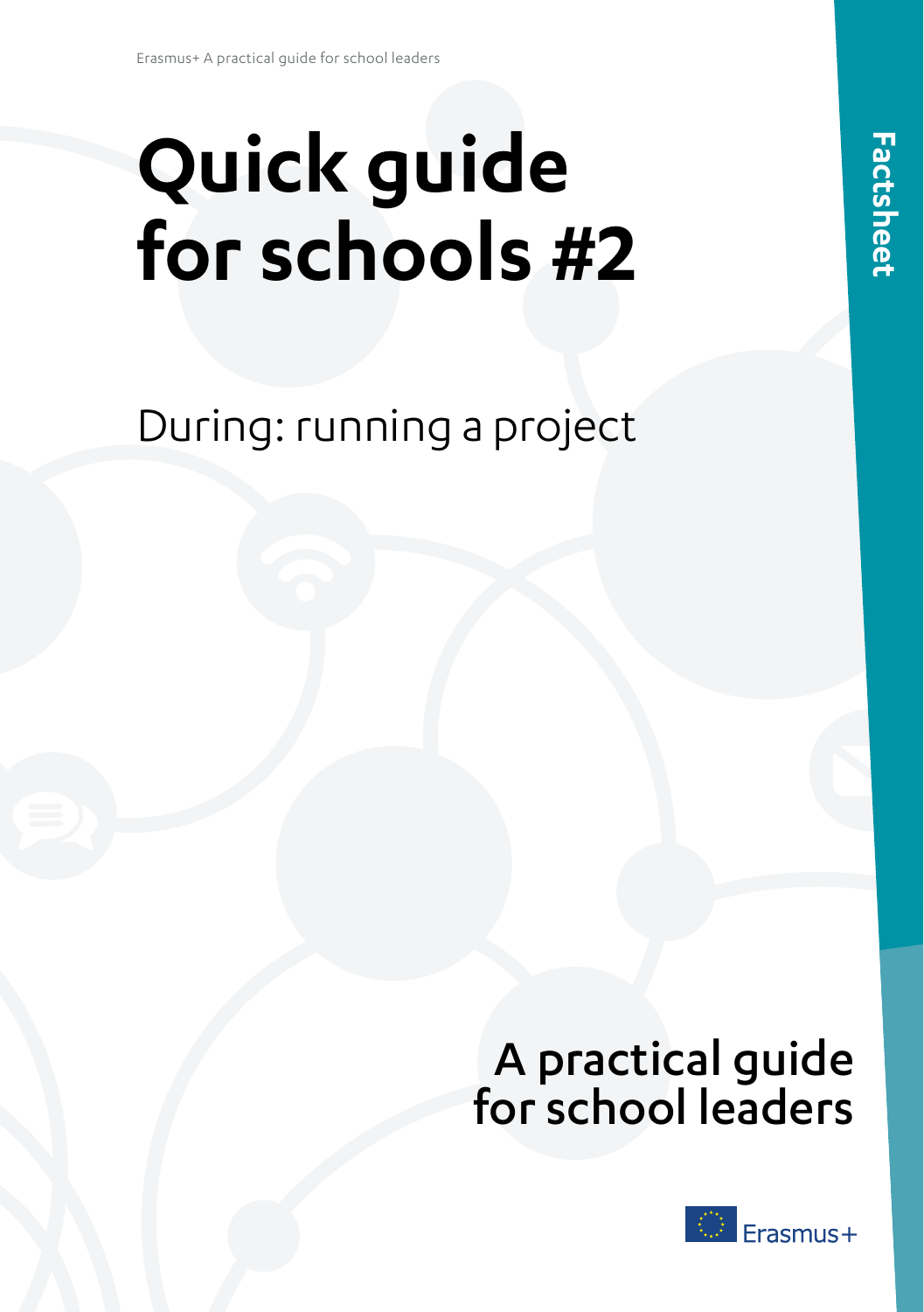# Quick guide for schools #2

During: running a project

Factsheet

A practical guide for school leaders

Erasmus+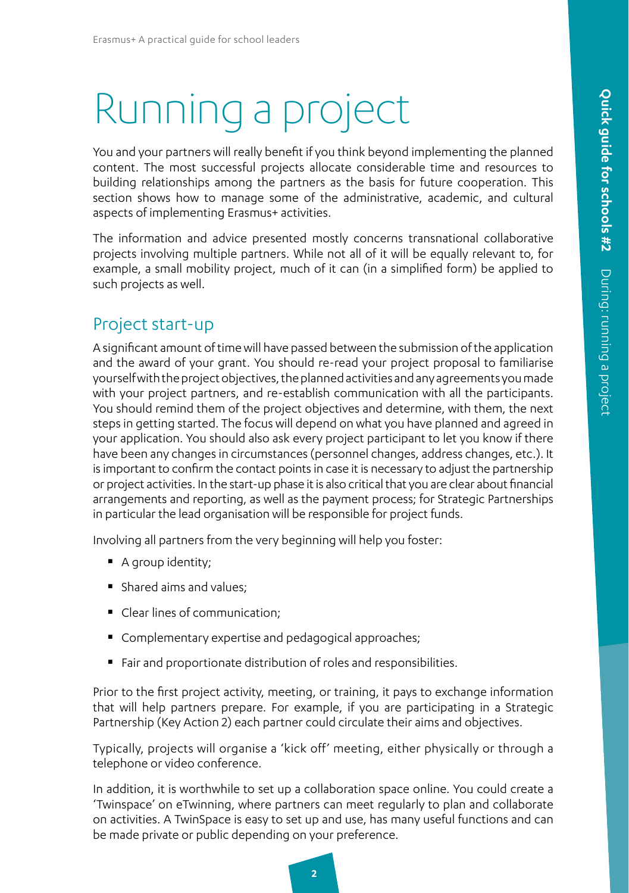# Running a project

You and your partners will really benefit if you think beyond implementing the planned content. The most successful projects allocate considerable time and resources to building relationships among the partners as the basis for future cooperation. This section shows how to manage some of the administrative, academic, and cultural aspects of implementing Erasmus+ activities.

The information and advice presented mostly concerns transnational collaborative projects involving multiple partners. While not all of it will be equally relevant to, for example, a small mobility project, much of it can (in a simplified form) be applied to such projects as well.

## Project start-up

A significant amount of time will have passed between the submission of the application and the award of your grant. You should re-read your project proposal to familiarise yourself with the project objectives, the planned activities and any agreements you made with your project partners, and re-establish communication with all the participants. You should remind them of the project objectives and determine, with them, the next steps in getting started. The focus will depend on what you have planned and agreed in your application. You should also ask every project participant to let you know if there have been any changes in circumstances (personnel changes, address changes, etc.). It is important to confirm the contact points in case it is necessary to adjust the partnership or project activities. In the start-up phase it is also critical that you are clear about financial arrangements and reporting, as well as the payment process; for Strategic Partnerships in particular the lead organisation will be responsible for project funds.

Involving all partners from the very beginning will help you foster:

- A group identity;
- Shared aims and values;
- Clear lines of communication;
- Complementary expertise and pedagogical approaches;
- Fair and proportionate distribution of roles and responsibilities.

Prior to the first project activity, meeting, or training, it pays to exchange information that will help partners prepare. For example, if you are participating in a Strategic Partnership (Key Action 2) each partner could circulate their aims and objectives.

Typically, projects will organise a 'kick off' meeting, either physically or through a telephone or video conference.

In addition, it is worthwhile to set up a collaboration space online. You could create a 'Twinspace' on eTwinning, where partners can meet regularly to plan and collaborate on activities. A TwinSpace is easy to set up and use, has many useful functions and can be made private or public depending on your preference.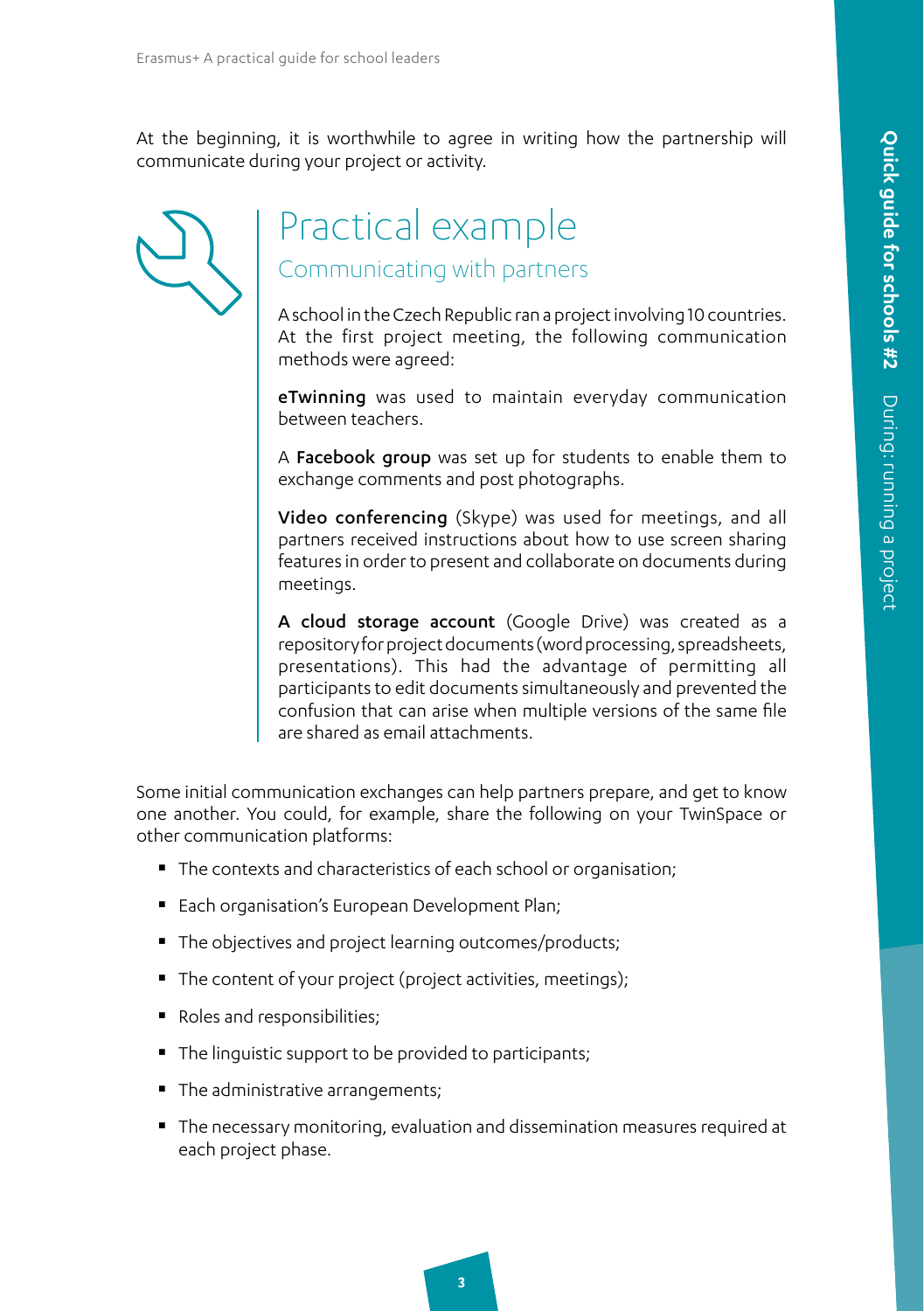At the beginning, it is worthwhile to agree in writing how the partnership will communicate during your project or activity.

## Practical example

### Communicating with partners

A school in the Czech Republic ran a project involving 10 countries. At the first project meeting, the following communication methods were agreed:

**eTwinning** was used to maintain everyday communication between teachers.

A **Facebook group** was set up for students to enable them to exchange comments and post photographs.

**Video conferencing** (Skype) was used for meetings, and all partners received instructions about how to use screen sharing features in order to present and collaborate on documents during meetings.

**A cloud storage account** (Google Drive) was created as a repository for project documents (word processing, spreadsheets, presentations). This had the advantage of permitting all participants to edit documents simultaneously and prevented the confusion that can arise when multiple versions of the same file are shared as email attachments.

Some initial communication exchanges can help partners prepare, and get to know one another. You could, for example, share the following on your TwinSpace or other communication platforms:

- The contexts and characteristics of each school or organisation;
- Each organisation's European Development Plan;
- The objectives and project learning outcomes/products;
- The content of your project (project activities, meetings);
- Roles and responsibilities;
- The linguistic support to be provided to participants;
- The administrative arrangements;
- The necessary monitoring, evaluation and dissemination measures required at each project phase.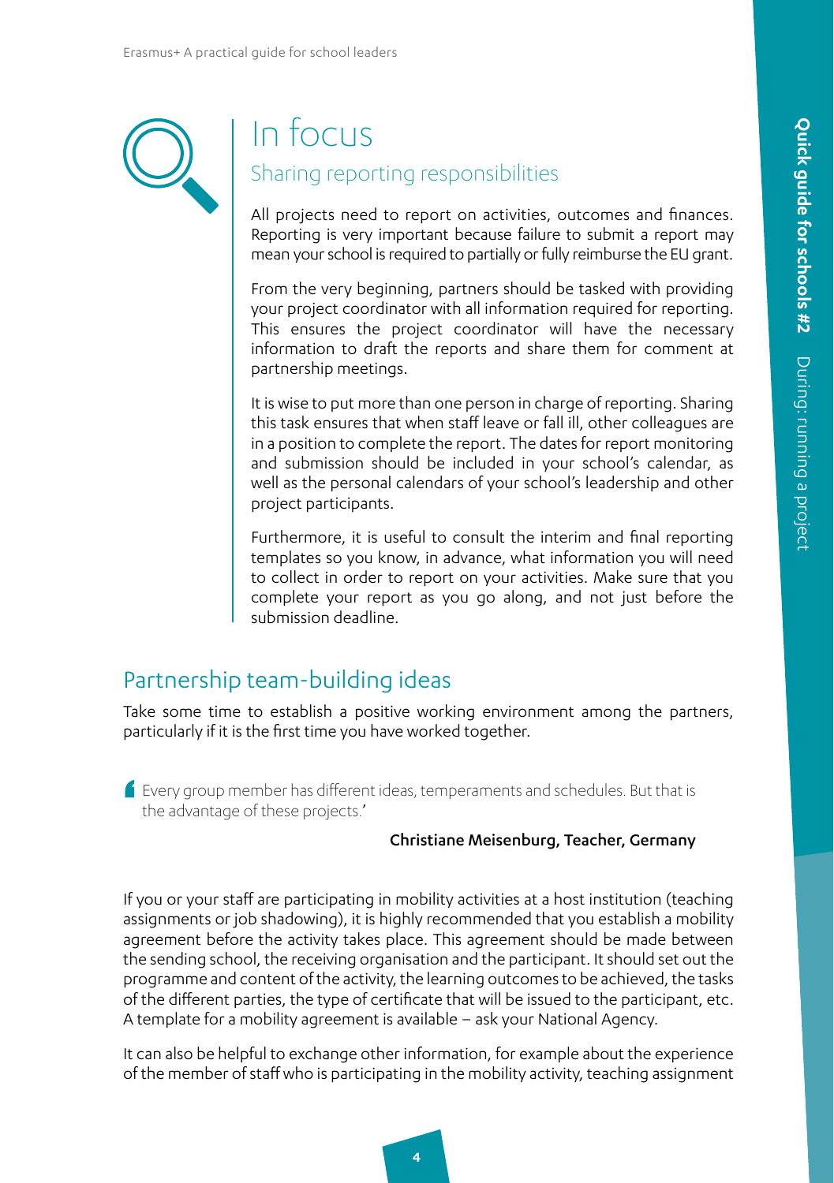## In focus

### Sharing reporting responsibilities

All projects need to report on activities, outcomes and finances. Reporting is very important because failure to submit a report may mean your school is required to partially or fully reimburse the EU grant.

From the very beginning, partners should be tasked with providing your project coordinator with all information required for reporting. This ensures the project coordinator will have the necessary information to draft the reports and share them for comment at partnership meetings.

It is wise to put more than one person in charge of reporting. Sharing this task ensures that when staff leave or fall ill, other colleagues are in a position to complete the report. The dates for report monitoring and submission should be included in your school's calendar, as well as the personal calendars of your school's leadership and other project participants.

Furthermore, it is useful to consult the interim and final reporting templates so you know, in advance, what information you will need to collect in order to report on your activities. Make sure that you complete your report as you go along, and not just before the submission deadline.

## Partnership team-building ideas

Take some time to establish a positive working environment among the partners, particularly if it is the first time you have worked together.

> 'Every group member has different ideas, temperaments and schedules. But that is the advantage of these projects.'
>
> **Christiane Meisenburg, Teacher, Germany**

If you or your staff are participating in mobility activities at a host institution (teaching assignments or job shadowing), it is highly recommended that you establish a mobility agreement before the activity takes place. This agreement should be made between the sending school, the receiving organisation and the participant. It should set out the programme and content of the activity, the learning outcomes to be achieved, the tasks of the different parties, the type of certificate that will be issued to the participant, etc. A template for a mobility agreement is available – ask your National Agency.

It can also be helpful to exchange other information, for example about the experience of the member of staff who is participating in the mobility activity, teaching assignment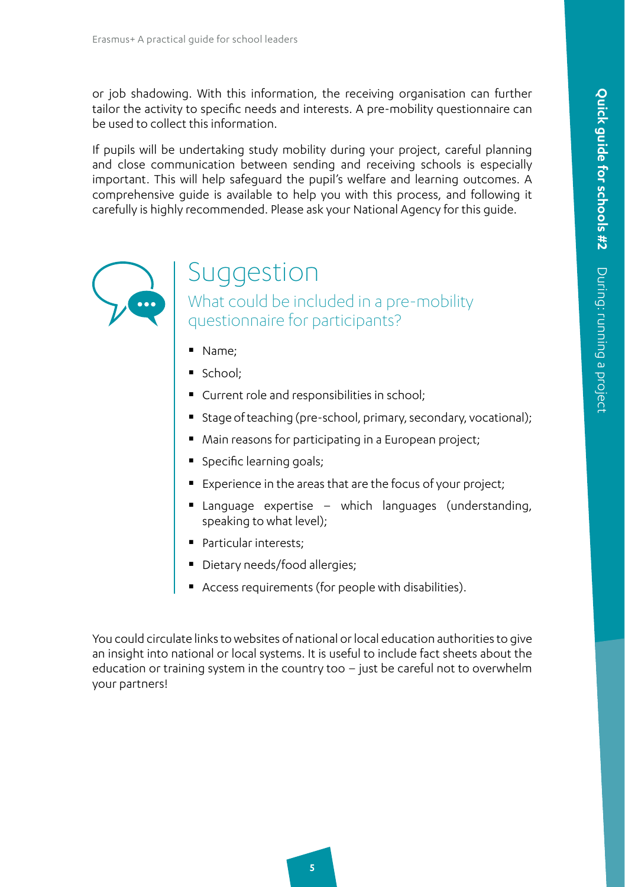or job shadowing. With this information, the receiving organisation can further tailor the activity to specific needs and interests. A pre-mobility questionnaire can be used to collect this information.

If pupils will be undertaking study mobility during your project, careful planning and close communication between sending and receiving schools is especially important. This will help safeguard the pupil's welfare and learning outcomes. A comprehensive guide is available to help you with this process, and following it carefully is highly recommended. Please ask your National Agency for this guide.

## Suggestion

### What could be included in a pre-mobility questionnaire for participants?

- Name;
- School;
- Current role and responsibilities in school;
- Stage of teaching (pre-school, primary, secondary, vocational);
- Main reasons for participating in a European project;
- Specific learning goals;
- Experience in the areas that are the focus of your project;
- Language expertise – which languages (understanding, speaking to what level);
- Particular interests;
- Dietary needs/food allergies;
- Access requirements (for people with disabilities).

You could circulate links to websites of national or local education authorities to give an insight into national or local systems. It is useful to include fact sheets about the education or training system in the country too – just be careful not to overwhelm your partners!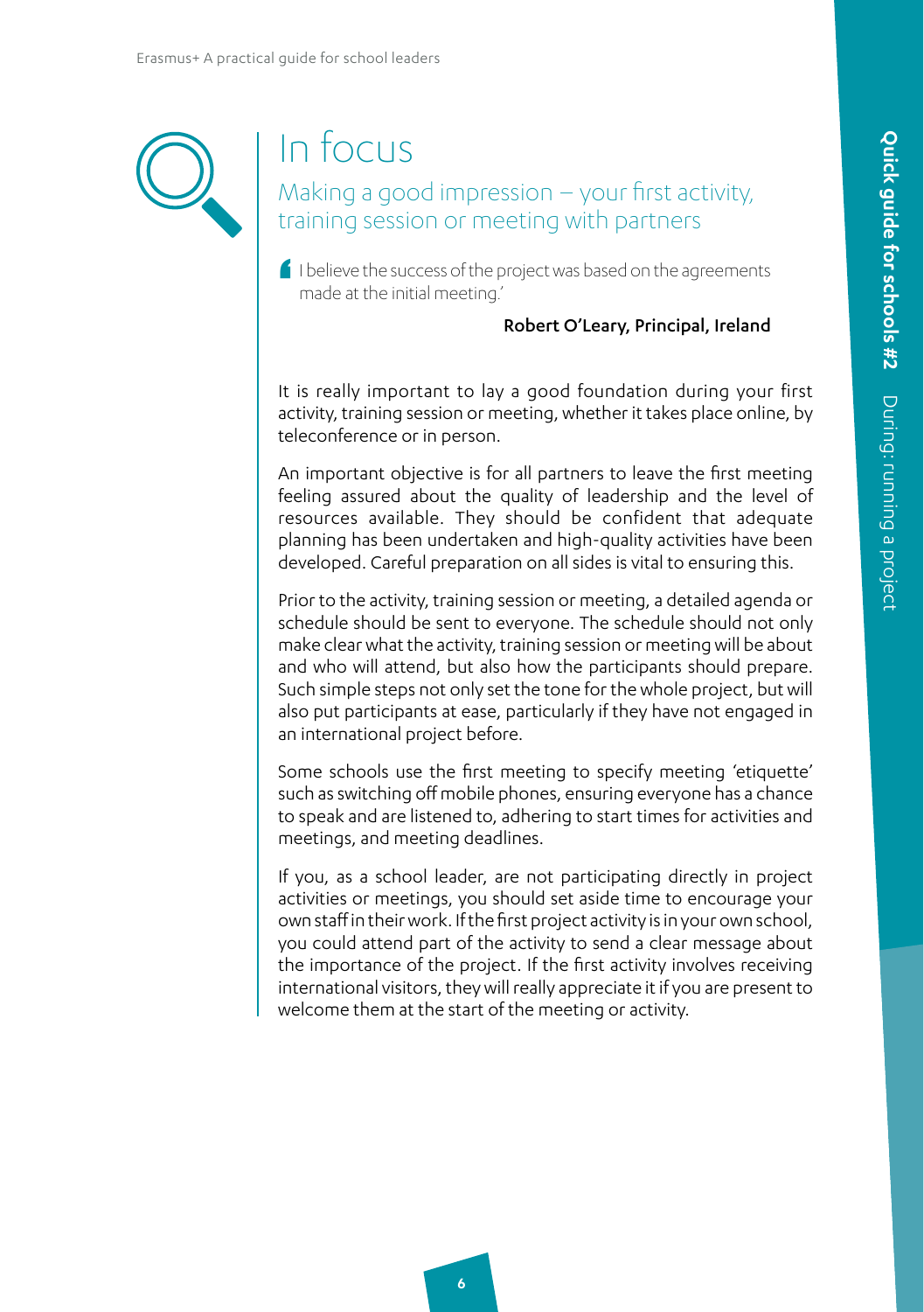# In focus

## Making a good impression – your first activity, training session or meeting with partners

> 'I believe the success of the project was based on the agreements made at the initial meeting.'
>
> **Robert O'Leary, Principal, Ireland**

It is really important to lay a good foundation during your first activity, training session or meeting, whether it takes place online, by teleconference or in person.

An important objective is for all partners to leave the first meeting feeling assured about the quality of leadership and the level of resources available. They should be confident that adequate planning has been undertaken and high-quality activities have been developed. Careful preparation on all sides is vital to ensuring this.

Prior to the activity, training session or meeting, a detailed agenda or schedule should be sent to everyone. The schedule should not only make clear what the activity, training session or meeting will be about and who will attend, but also how the participants should prepare. Such simple steps not only set the tone for the whole project, but will also put participants at ease, particularly if they have not engaged in an international project before.

Some schools use the first meeting to specify meeting 'etiquette' such as switching off mobile phones, ensuring everyone has a chance to speak and are listened to, adhering to start times for activities and meetings, and meeting deadlines.

If you, as a school leader, are not participating directly in project activities or meetings, you should set aside time to encourage your own staff in their work. If the first project activity is in your own school, you could attend part of the activity to send a clear message about the importance of the project. If the first activity involves receiving international visitors, they will really appreciate it if you are present to welcome them at the start of the meeting or activity.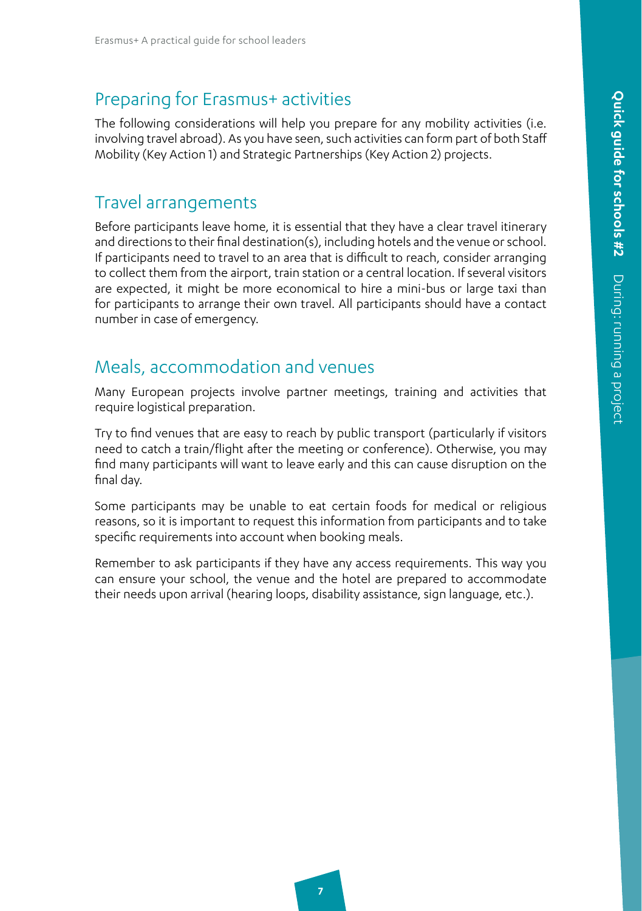## Preparing for Erasmus+ activities

The following considerations will help you prepare for any mobility activities (i.e. involving travel abroad). As you have seen, such activities can form part of both Staff Mobility (Key Action 1) and Strategic Partnerships (Key Action 2) projects.

## Travel arrangements

Before participants leave home, it is essential that they have a clear travel itinerary and directions to their final destination(s), including hotels and the venue or school. If participants need to travel to an area that is difficult to reach, consider arranging to collect them from the airport, train station or a central location. If several visitors are expected, it might be more economical to hire a mini-bus or large taxi than for participants to arrange their own travel. All participants should have a contact number in case of emergency.

## Meals, accommodation and venues

Many European projects involve partner meetings, training and activities that require logistical preparation.

Try to find venues that are easy to reach by public transport (particularly if visitors need to catch a train/flight after the meeting or conference). Otherwise, you may find many participants will want to leave early and this can cause disruption on the final day.

Some participants may be unable to eat certain foods for medical or religious reasons, so it is important to request this information from participants and to take specific requirements into account when booking meals.

Remember to ask participants if they have any access requirements. This way you can ensure your school, the venue and the hotel are prepared to accommodate their needs upon arrival (hearing loops, disability assistance, sign language, etc.).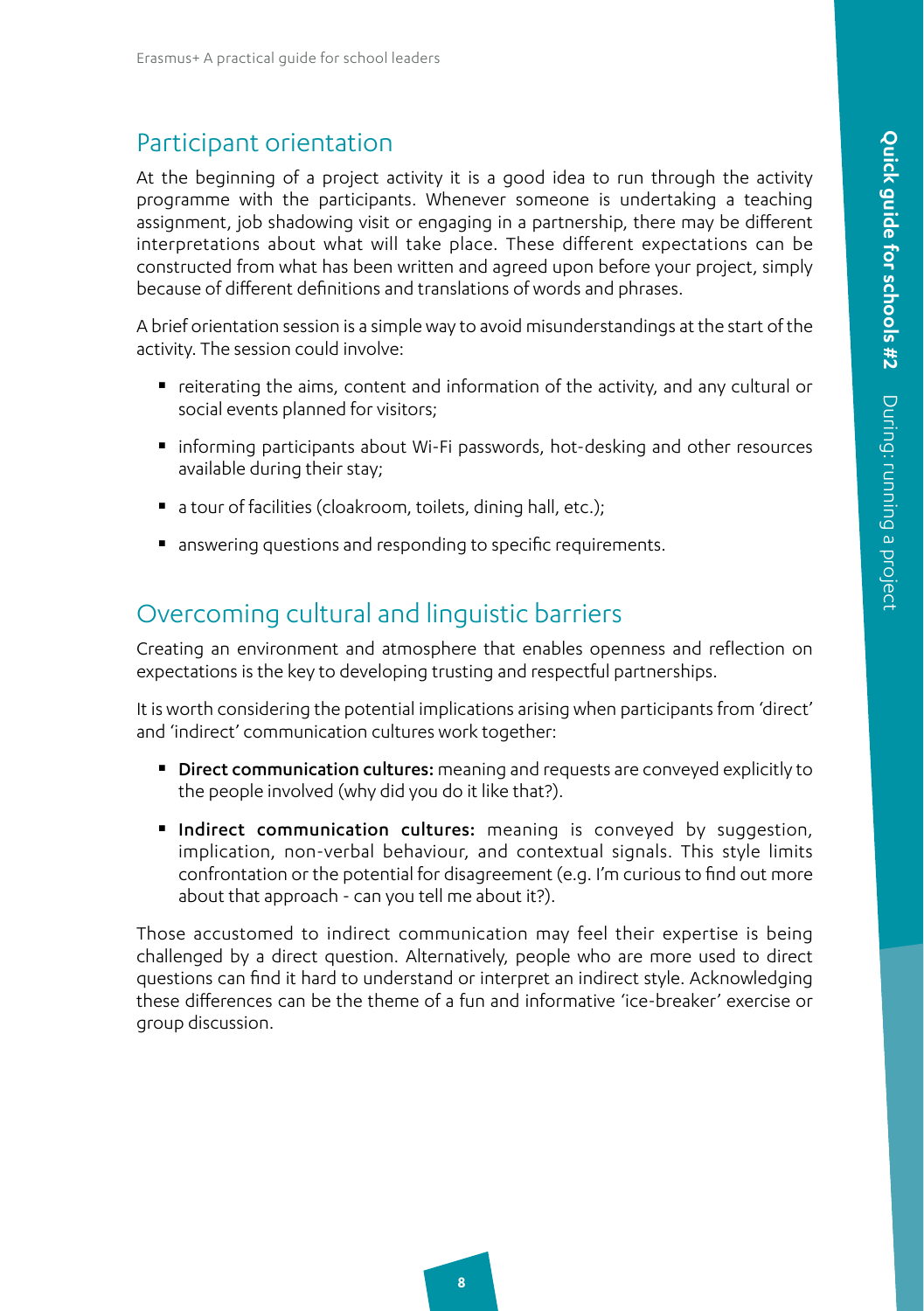## Participant orientation

At the beginning of a project activity it is a good idea to run through the activity programme with the participants. Whenever someone is undertaking a teaching assignment, job shadowing visit or engaging in a partnership, there may be different interpretations about what will take place. These different expectations can be constructed from what has been written and agreed upon before your project, simply because of different definitions and translations of words and phrases.

A brief orientation session is a simple way to avoid misunderstandings at the start of the activity. The session could involve:

- reiterating the aims, content and information of the activity, and any cultural or social events planned for visitors;
- informing participants about Wi-Fi passwords, hot-desking and other resources available during their stay;
- a tour of facilities (cloakroom, toilets, dining hall, etc.);
- answering questions and responding to specific requirements.

## Overcoming cultural and linguistic barriers

Creating an environment and atmosphere that enables openness and reflection on expectations is the key to developing trusting and respectful partnerships.

It is worth considering the potential implications arising when participants from 'direct' and 'indirect' communication cultures work together:

- **Direct communication cultures:** meaning and requests are conveyed explicitly to the people involved (why did you do it like that?).
- **Indirect communication cultures:** meaning is conveyed by suggestion, implication, non-verbal behaviour, and contextual signals. This style limits confrontation or the potential for disagreement (e.g. I'm curious to find out more about that approach - can you tell me about it?).

Those accustomed to indirect communication may feel their expertise is being challenged by a direct question. Alternatively, people who are more used to direct questions can find it hard to understand or interpret an indirect style. Acknowledging these differences can be the theme of a fun and informative 'ice-breaker' exercise or group discussion.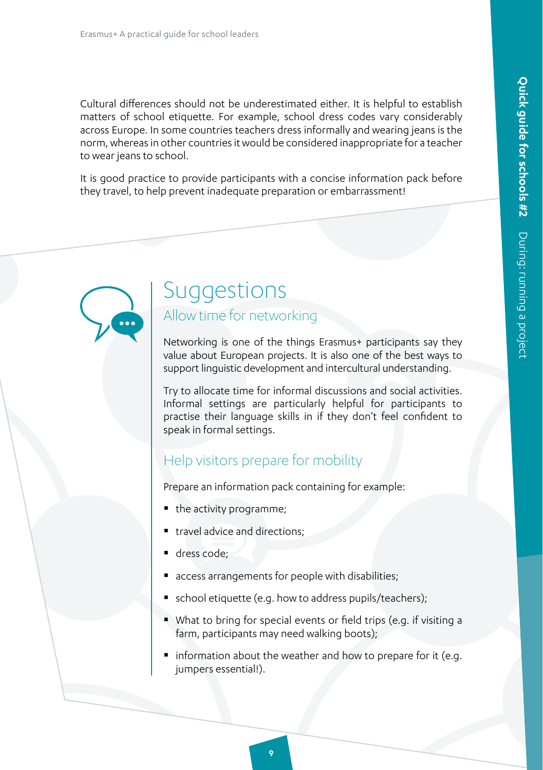Cultural differences should not be underestimated either. It is helpful to establish matters of school etiquette. For example, school dress codes vary considerably across Europe. In some countries teachers dress informally and wearing jeans is the norm, whereas in other countries it would be considered inappropriate for a teacher to wear jeans to school.

It is good practice to provide participants with a concise information pack before they travel, to help prevent inadequate preparation or embarrassment!

# Suggestions

## Allow time for networking

Networking is one of the things Erasmus+ participants say they value about European projects. It is also one of the best ways to support linguistic development and intercultural understanding.

Try to allocate time for informal discussions and social activities. Informal settings are particularly helpful for participants to practise their language skills in if they don't feel confident to speak in formal settings.

## Help visitors prepare for mobility

Prepare an information pack containing for example:

- the activity programme;
- travel advice and directions;
- dress code;
- access arrangements for people with disabilities;
- school etiquette (e.g. how to address pupils/teachers);
- What to bring for special events or field trips (e.g. if visiting a farm, participants may need walking boots);
- information about the weather and how to prepare for it (e.g. jumpers essential!).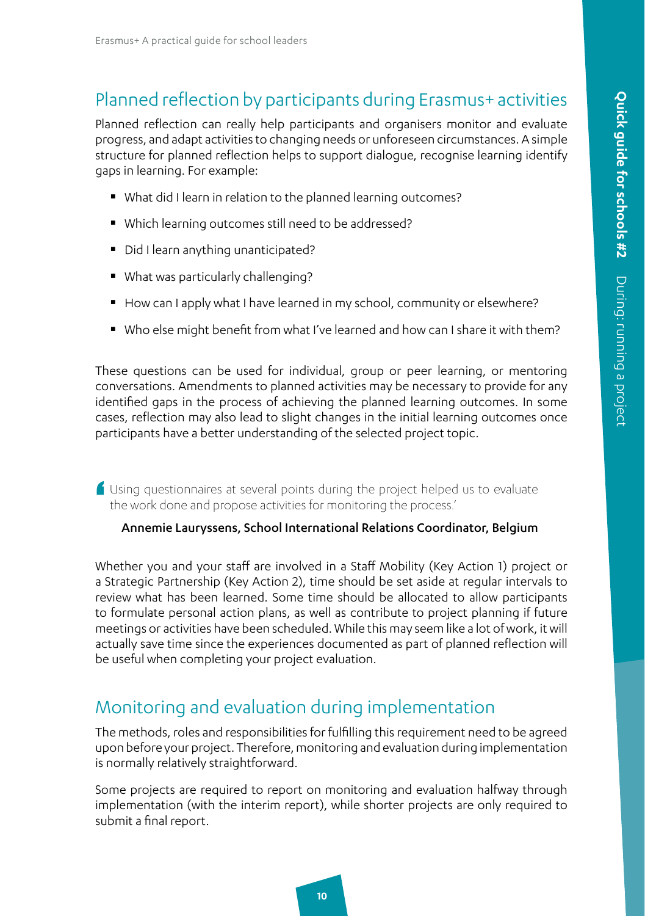## Planned reflection by participants during Erasmus+ activities

Planned reflection can really help participants and organisers monitor and evaluate progress, and adapt activities to changing needs or unforeseen circumstances. A simple structure for planned reflection helps to support dialogue, recognise learning identify gaps in learning. For example:

- What did I learn in relation to the planned learning outcomes?
- Which learning outcomes still need to be addressed?
- Did I learn anything unanticipated?
- What was particularly challenging?
- How can I apply what I have learned in my school, community or elsewhere?
- Who else might benefit from what I've learned and how can I share it with them?

These questions can be used for individual, group or peer learning, or mentoring conversations. Amendments to planned activities may be necessary to provide for any identified gaps in the process of achieving the planned learning outcomes. In some cases, reflection may also lead to slight changes in the initial learning outcomes once participants have a better understanding of the selected project topic.

> 'Using questionnaires at several points during the project helped us to evaluate the work done and propose activities for monitoring the process.'
>
> **Annemie Lauryssens, School International Relations Coordinator, Belgium**

Whether you and your staff are involved in a Staff Mobility (Key Action 1) project or a Strategic Partnership (Key Action 2), time should be set aside at regular intervals to review what has been learned. Some time should be allocated to allow participants to formulate personal action plans, as well as contribute to project planning if future meetings or activities have been scheduled. While this may seem like a lot of work, it will actually save time since the experiences documented as part of planned reflection will be useful when completing your project evaluation.

## Monitoring and evaluation during implementation

The methods, roles and responsibilities for fulfilling this requirement need to be agreed upon before your project. Therefore, monitoring and evaluation during implementation is normally relatively straightforward.

Some projects are required to report on monitoring and evaluation halfway through implementation (with the interim report), while shorter projects are only required to submit a final report.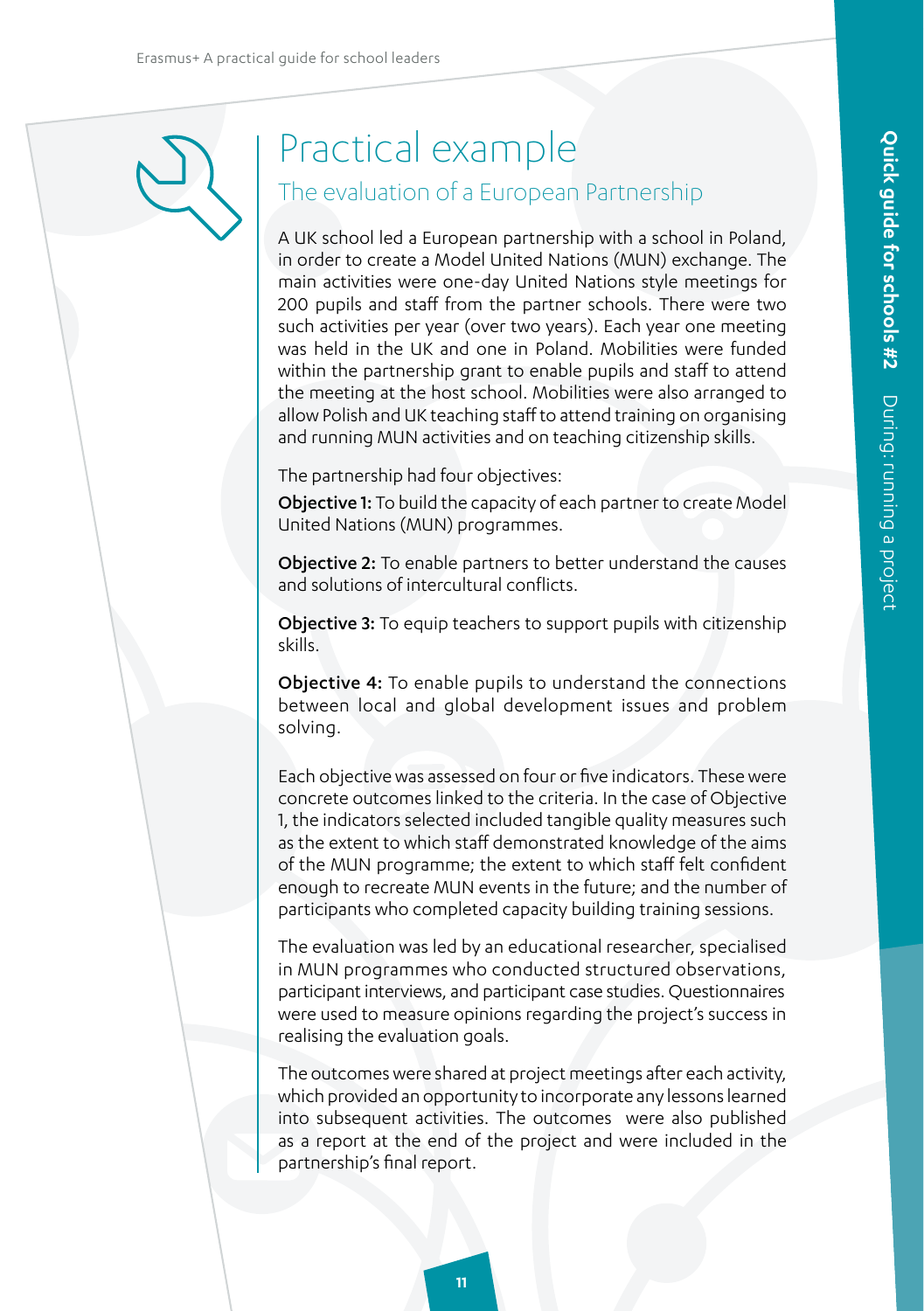# Practical example

## The evaluation of a European Partnership

A UK school led a European partnership with a school in Poland, in order to create a Model United Nations (MUN) exchange. The main activities were one-day United Nations style meetings for 200 pupils and staff from the partner schools. There were two such activities per year (over two years). Each year one meeting was held in the UK and one in Poland. Mobilities were funded within the partnership grant to enable pupils and staff to attend the meeting at the host school. Mobilities were also arranged to allow Polish and UK teaching staff to attend training on organising and running MUN activities and on teaching citizenship skills.

The partnership had four objectives:

**Objective 1:** To build the capacity of each partner to create Model United Nations (MUN) programmes.

**Objective 2:** To enable partners to better understand the causes and solutions of intercultural conflicts.

**Objective 3:** To equip teachers to support pupils with citizenship skills.

**Objective 4:** To enable pupils to understand the connections between local and global development issues and problem solving.

Each objective was assessed on four or five indicators. These were concrete outcomes linked to the criteria. In the case of Objective 1, the indicators selected included tangible quality measures such as the extent to which staff demonstrated knowledge of the aims of the MUN programme; the extent to which staff felt confident enough to recreate MUN events in the future; and the number of participants who completed capacity building training sessions.

The evaluation was led by an educational researcher, specialised in MUN programmes who conducted structured observations, participant interviews, and participant case studies. Questionnaires were used to measure opinions regarding the project's success in realising the evaluation goals.

The outcomes were shared at project meetings after each activity, which provided an opportunity to incorporate any lessons learned into subsequent activities. The outcomes were also published as a report at the end of the project and were included in the partnership's final report.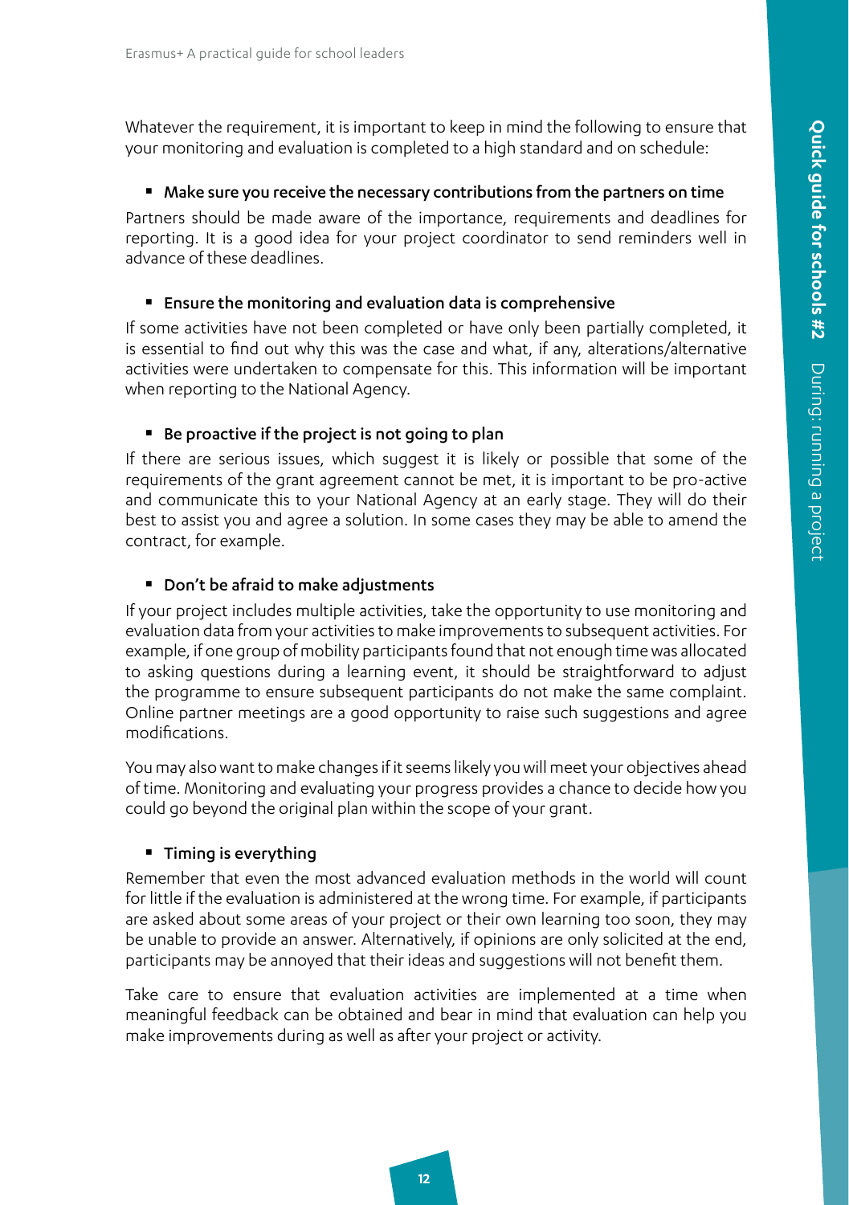Whatever the requirement, it is important to keep in mind the following to ensure that your monitoring and evaluation is completed to a high standard and on schedule:

- **Make sure you receive the necessary contributions from the partners on time**

Partners should be made aware of the importance, requirements and deadlines for reporting. It is a good idea for your project coordinator to send reminders well in advance of these deadlines.

- **Ensure the monitoring and evaluation data is comprehensive**

If some activities have not been completed or have only been partially completed, it is essential to find out why this was the case and what, if any, alterations/alternative activities were undertaken to compensate for this. This information will be important when reporting to the National Agency.

- **Be proactive if the project is not going to plan**

If there are serious issues, which suggest it is likely or possible that some of the requirements of the grant agreement cannot be met, it is important to be pro-active and communicate this to your National Agency at an early stage. They will do their best to assist you and agree a solution. In some cases they may be able to amend the contract, for example.

- **Don't be afraid to make adjustments**

If your project includes multiple activities, take the opportunity to use monitoring and evaluation data from your activities to make improvements to subsequent activities. For example, if one group of mobility participants found that not enough time was allocated to asking questions during a learning event, it should be straightforward to adjust the programme to ensure subsequent participants do not make the same complaint. Online partner meetings are a good opportunity to raise such suggestions and agree modifications.

You may also want to make changes if it seems likely you will meet your objectives ahead of time. Monitoring and evaluating your progress provides a chance to decide how you could go beyond the original plan within the scope of your grant.

- **Timing is everything**

Remember that even the most advanced evaluation methods in the world will count for little if the evaluation is administered at the wrong time. For example, if participants are asked about some areas of your project or their own learning too soon, they may be unable to provide an answer. Alternatively, if opinions are only solicited at the end, participants may be annoyed that their ideas and suggestions will not benefit them.

Take care to ensure that evaluation activities are implemented at a time when meaningful feedback can be obtained and bear in mind that evaluation can help you make improvements during as well as after your project or activity.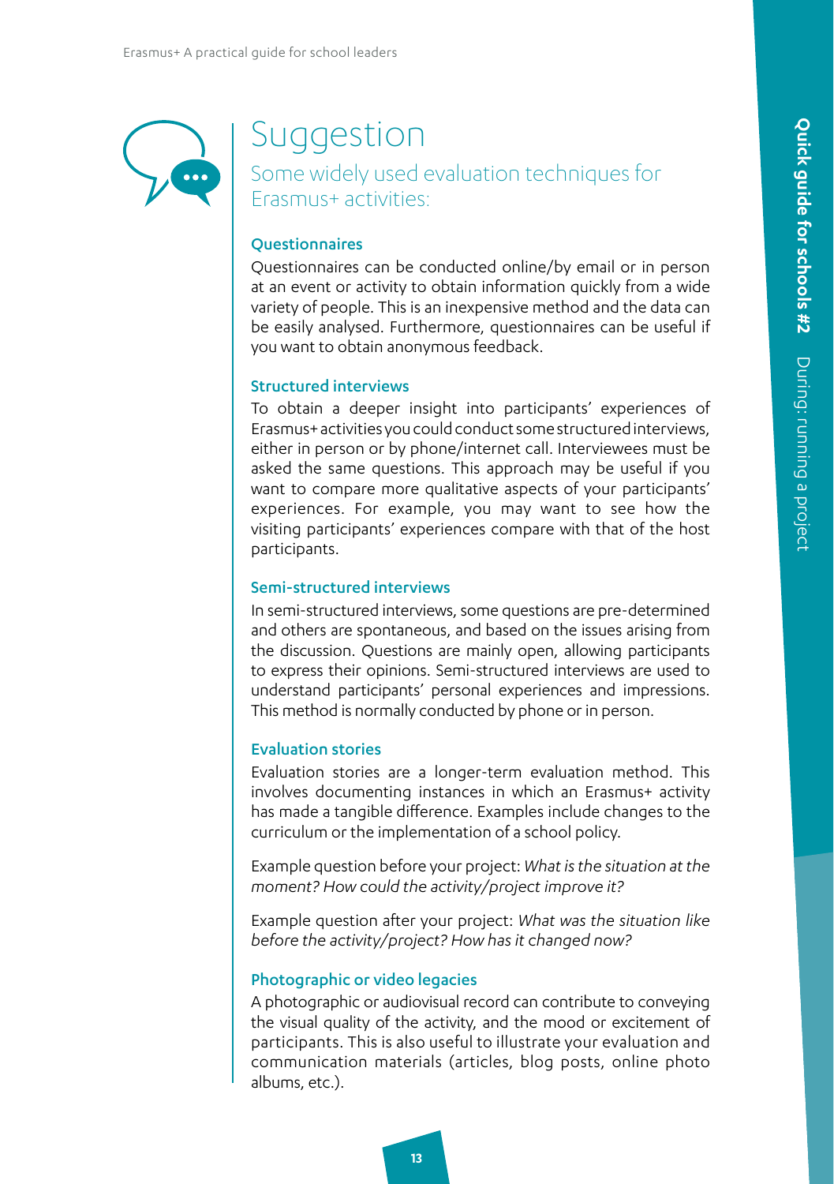# Suggestion

## Some widely used evaluation techniques for Erasmus+ activities:

### Questionnaires

Questionnaires can be conducted online/by email or in person at an event or activity to obtain information quickly from a wide variety of people. This is an inexpensive method and the data can be easily analysed. Furthermore, questionnaires can be useful if you want to obtain anonymous feedback.

### Structured interviews

To obtain a deeper insight into participants' experiences of Erasmus+ activities you could conduct some structured interviews, either in person or by phone/internet call. Interviewees must be asked the same questions. This approach may be useful if you want to compare more qualitative aspects of your participants' experiences. For example, you may want to see how the visiting participants' experiences compare with that of the host participants.

### Semi-structured interviews

In semi-structured interviews, some questions are pre-determined and others are spontaneous, and based on the issues arising from the discussion. Questions are mainly open, allowing participants to express their opinions. Semi-structured interviews are used to understand participants' personal experiences and impressions. This method is normally conducted by phone or in person.

### Evaluation stories

Evaluation stories are a longer-term evaluation method. This involves documenting instances in which an Erasmus+ activity has made a tangible difference. Examples include changes to the curriculum or the implementation of a school policy.

Example question before your project: *What is the situation at the moment? How could the activity/project improve it?*

Example question after your project: *What was the situation like before the activity/project? How has it changed now?*

### Photographic or video legacies

A photographic or audiovisual record can contribute to conveying the visual quality of the activity, and the mood or excitement of participants. This is also useful to illustrate your evaluation and communication materials (articles, blog posts, online photo albums, etc.).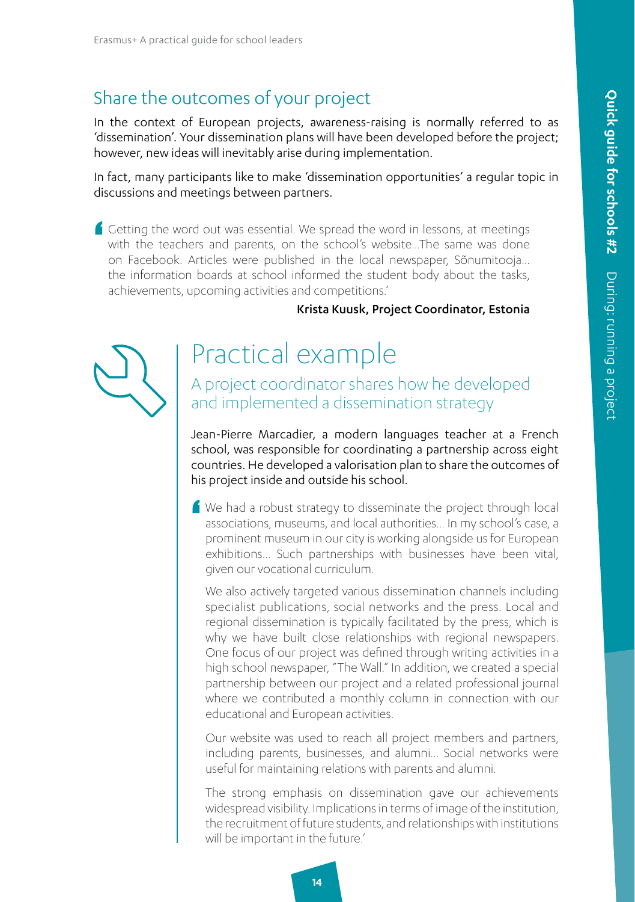## Share the outcomes of your project

In the context of European projects, awareness-raising is normally referred to as 'dissemination'. Your dissemination plans will have been developed before the project; however, new ideas will inevitably arise during implementation.

In fact, many participants like to make 'dissemination opportunities' a regular topic in discussions and meetings between partners.

> Getting the word out was essential. We spread the word in lessons, at meetings with the teachers and parents, on the school's website...The same was done on Facebook. Articles were published in the local newspaper, Sõnumitooja... the information boards at school informed the student body about the tasks, achievements, upcoming activities and competitions.'
>
> **Krista Kuusk, Project Coordinator, Estonia**

# Practical example

### A project coordinator shares how he developed and implemented a dissemination strategy

Jean-Pierre Marcadier, a modern languages teacher at a French school, was responsible for coordinating a partnership across eight countries. He developed a valorisation plan to share the outcomes of his project inside and outside his school.

> We had a robust strategy to disseminate the project through local associations, museums, and local authorities... In my school's case, a prominent museum in our city is working alongside us for European exhibitions... Such partnerships with businesses have been vital, given our vocational curriculum.
>
> We also actively targeted various dissemination channels including specialist publications, social networks and the press. Local and regional dissemination is typically facilitated by the press, which is why we have built close relationships with regional newspapers. One focus of our project was defined through writing activities in a high school newspaper, "The Wall." In addition, we created a special partnership between our project and a related professional journal where we contributed a monthly column in connection with our educational and European activities.
>
> Our website was used to reach all project members and partners, including parents, businesses, and alumni... Social networks were useful for maintaining relations with parents and alumni.
>
> The strong emphasis on dissemination gave our achievements widespread visibility. Implications in terms of image of the institution, the recruitment of future students, and relationships with institutions will be important in the future.'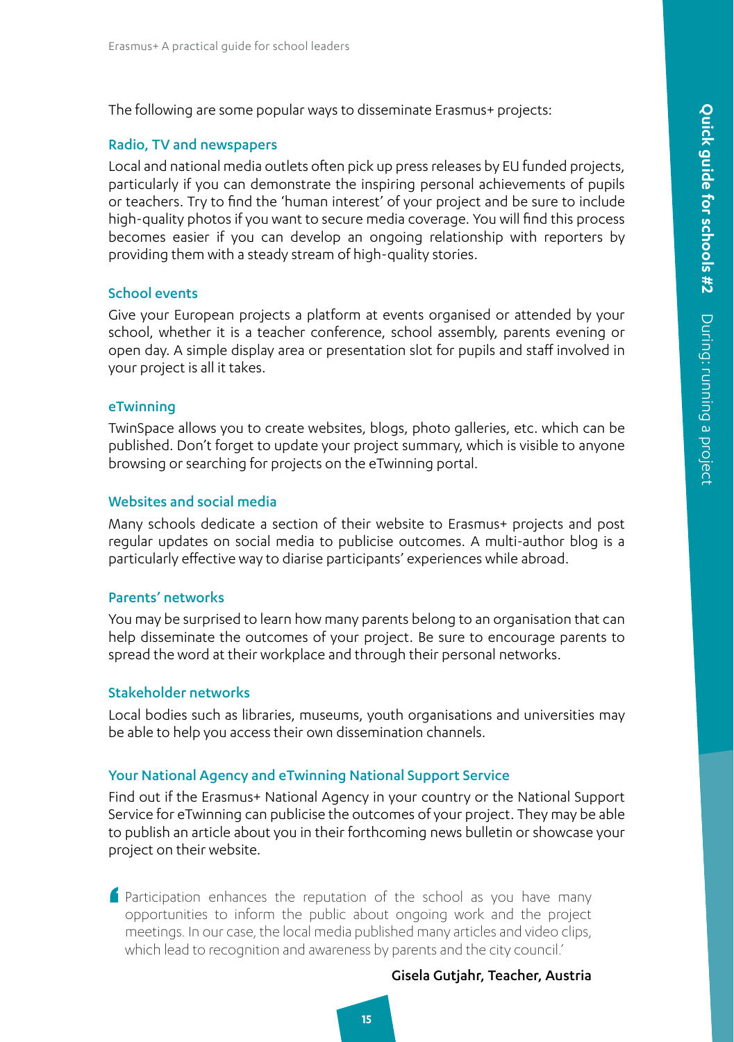The following are some popular ways to disseminate Erasmus+ projects:

### Radio, TV and newspapers

Local and national media outlets often pick up press releases by EU funded projects, particularly if you can demonstrate the inspiring personal achievements of pupils or teachers. Try to find the 'human interest' of your project and be sure to include high-quality photos if you want to secure media coverage. You will find this process becomes easier if you can develop an ongoing relationship with reporters by providing them with a steady stream of high-quality stories.

### School events

Give your European projects a platform at events organised or attended by your school, whether it is a teacher conference, school assembly, parents evening or open day. A simple display area or presentation slot for pupils and staff involved in your project is all it takes.

### eTwinning

TwinSpace allows you to create websites, blogs, photo galleries, etc. which can be published. Don't forget to update your project summary, which is visible to anyone browsing or searching for projects on the eTwinning portal.

### Websites and social media

Many schools dedicate a section of their website to Erasmus+ projects and post regular updates on social media to publicise outcomes. A multi-author blog is a particularly effective way to diarise participants' experiences while abroad.

### Parents' networks

You may be surprised to learn how many parents belong to an organisation that can help disseminate the outcomes of your project. Be sure to encourage parents to spread the word at their workplace and through their personal networks.

### Stakeholder networks

Local bodies such as libraries, museums, youth organisations and universities may be able to help you access their own dissemination channels.

### Your National Agency and eTwinning National Support Service

Find out if the Erasmus+ National Agency in your country or the National Support Service for eTwinning can publicise the outcomes of your project. They may be able to publish an article about you in their forthcoming news bulletin or showcase your project on their website.

> 'Participation enhances the reputation of the school as you have many opportunities to inform the public about ongoing work and the project meetings. In our case, the local media published many articles and video clips, which lead to recognition and awareness by parents and the city council.'
>
> **Gisela Gutjahr, Teacher, Austria**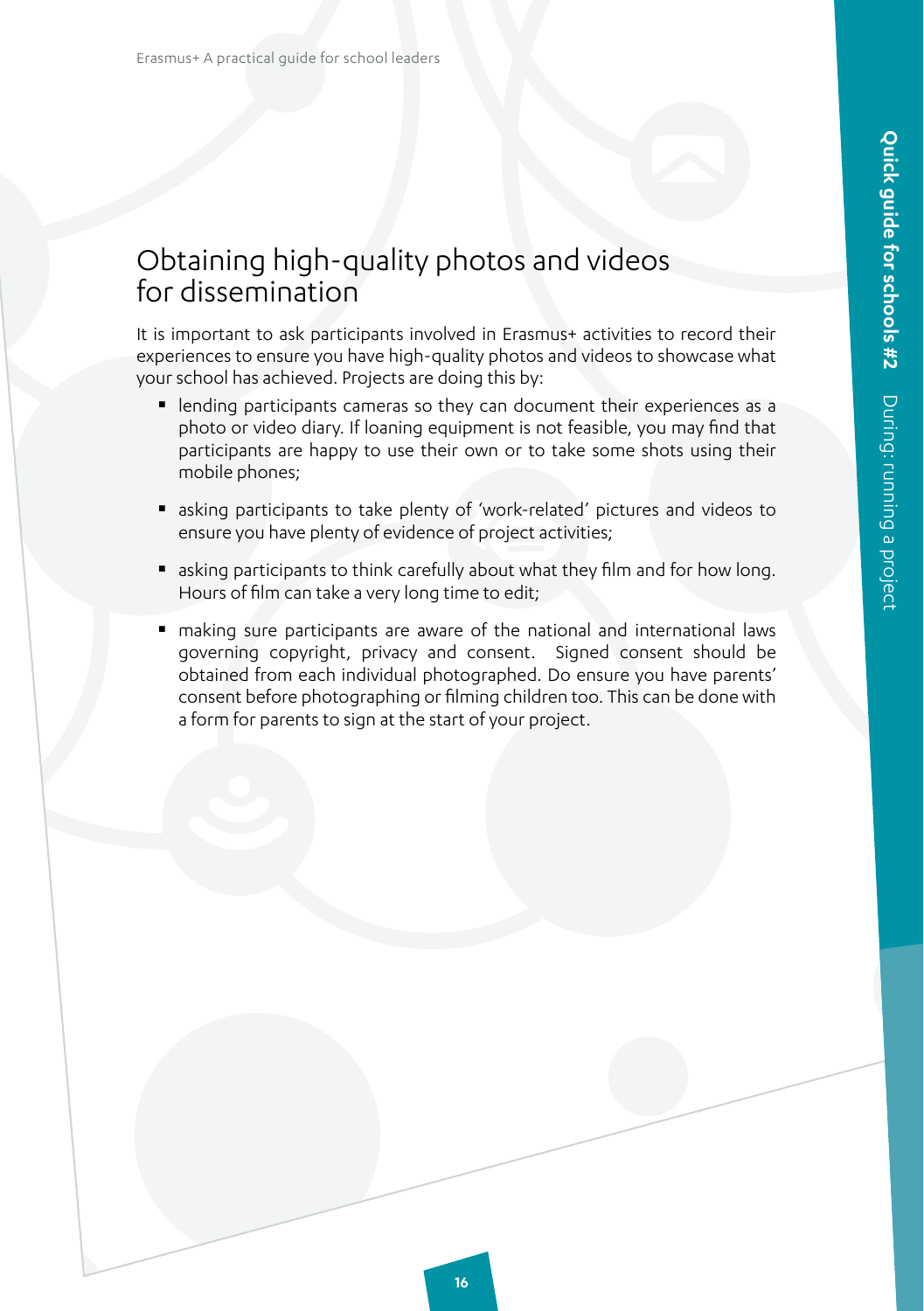## Obtaining high-quality photos and videos for dissemination

It is important to ask participants involved in Erasmus+ activities to record their experiences to ensure you have high-quality photos and videos to showcase what your school has achieved. Projects are doing this by:

- lending participants cameras so they can document their experiences as a photo or video diary. If loaning equipment is not feasible, you may find that participants are happy to use their own or to take some shots using their mobile phones;
- asking participants to take plenty of 'work-related' pictures and videos to ensure you have plenty of evidence of project activities;
- asking participants to think carefully about what they film and for how long. Hours of film can take a very long time to edit;
- making sure participants are aware of the national and international laws governing copyright, privacy and consent. Signed consent should be obtained from each individual photographed. Do ensure you have parents' consent before photographing or filming children too. This can be done with a form for parents to sign at the start of your project.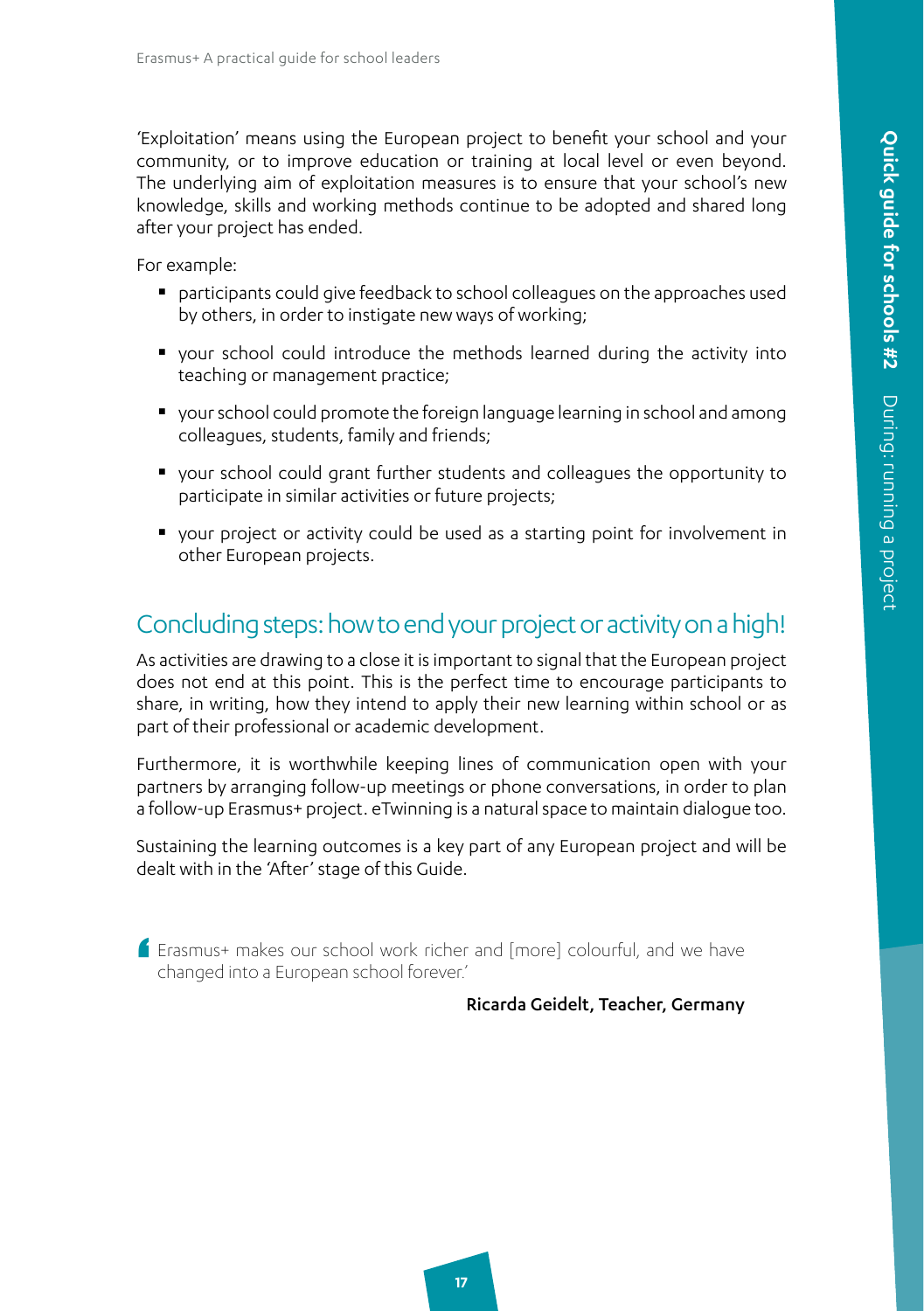'Exploitation' means using the European project to benefit your school and your community, or to improve education or training at local level or even beyond. The underlying aim of exploitation measures is to ensure that your school's new knowledge, skills and working methods continue to be adopted and shared long after your project has ended.

For example:

- participants could give feedback to school colleagues on the approaches used by others, in order to instigate new ways of working;
- your school could introduce the methods learned during the activity into teaching or management practice;
- your school could promote the foreign language learning in school and among colleagues, students, family and friends;
- your school could grant further students and colleagues the opportunity to participate in similar activities or future projects;
- your project or activity could be used as a starting point for involvement in other European projects.

## Concluding steps: how to end your project or activity on a high!

As activities are drawing to a close it is important to signal that the European project does not end at this point. This is the perfect time to encourage participants to share, in writing, how they intend to apply their new learning within school or as part of their professional or academic development.

Furthermore, it is worthwhile keeping lines of communication open with your partners by arranging follow-up meetings or phone conversations, in order to plan a follow-up Erasmus+ project. eTwinning is a natural space to maintain dialogue too.

Sustaining the learning outcomes is a key part of any European project and will be dealt with in the 'After' stage of this Guide.

> Erasmus+ makes our school work richer and [more] colourful, and we have changed into a European school forever.'
>
> **Ricarda Geidelt, Teacher, Germany**